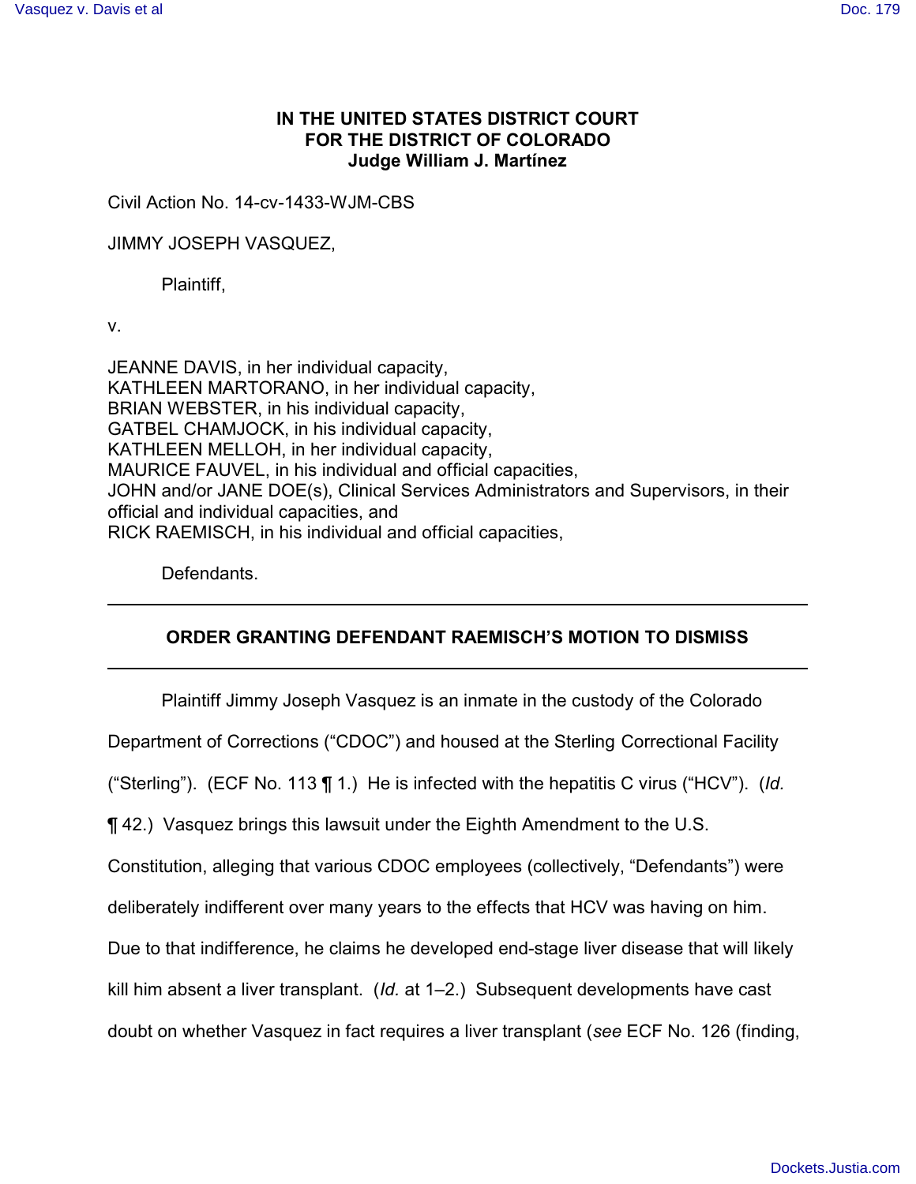**IN THE UNITED STATES DISTRICT COURT**
**FOR THE DISTRICT OF COLORADO**
**Judge William J. Martínez**

Civil Action No. 14-cv-1433-WJM-CBS

JIMMY JOSEPH VASQUEZ,

Plaintiff,

v.

JEANNE DAVIS, in her individual capacity,
KATHLEEN MARTORANO, in her individual capacity,
BRIAN WEBSTER, in his individual capacity,
GATBEL CHAMJOCK, in his individual capacity,
KATHLEEN MELLOH, in her individual capacity,
MAURICE FAUVEL, in his individual and official capacities,
JOHN and/or JANE DOE(s), Clinical Services Administrators and Supervisors, in their official and individual capacities, and
RICK RAEMISCH, in his individual and official capacities,

Defendants.

---

**ORDER GRANTING DEFENDANT RAEMISCH'S MOTION TO DISMISS**

---

Plaintiff Jimmy Joseph Vasquez is an inmate in the custody of the Colorado Department of Corrections ("CDOC") and housed at the Sterling Correctional Facility ("Sterling"). (ECF No. 113 ¶ 1.) He is infected with the hepatitis C virus ("HCV"). (*Id.* ¶ 42.) Vasquez brings this lawsuit under the Eighth Amendment to the U.S. Constitution, alleging that various CDOC employees (collectively, "Defendants") were deliberately indifferent over many years to the effects that HCV was having on him. Due to that indifference, he claims he developed end-stage liver disease that will likely kill him absent a liver transplant. (*Id.* at 1–2.) Subsequent developments have cast doubt on whether Vasquez in fact requires a liver transplant (*see* ECF No. 126 (finding,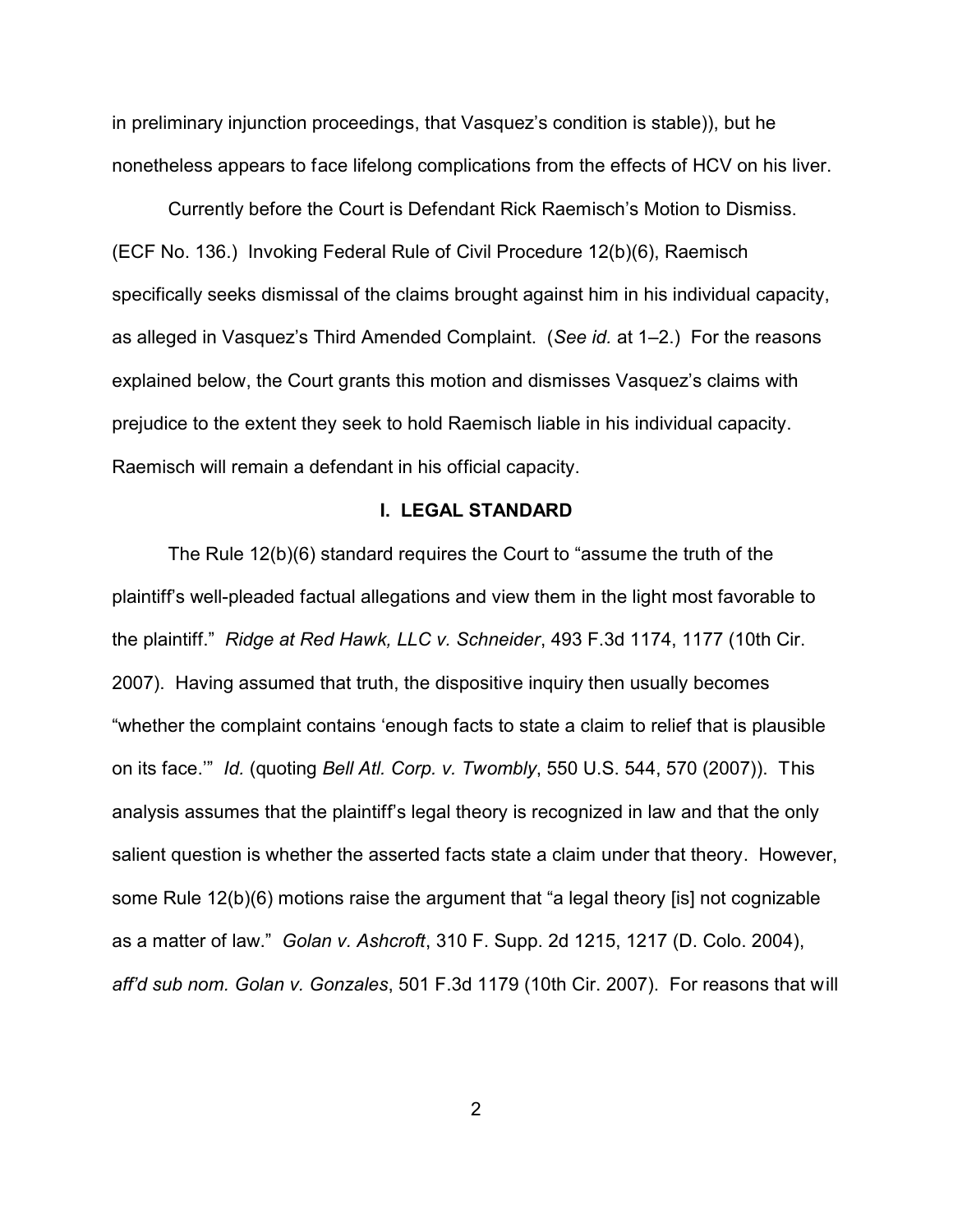in preliminary injunction proceedings, that Vasquez's condition is stable)), but he nonetheless appears to face lifelong complications from the effects of HCV on his liver.

Currently before the Court is Defendant Rick Raemisch's Motion to Dismiss. (ECF No. 136.) Invoking Federal Rule of Civil Procedure 12(b)(6), Raemisch specifically seeks dismissal of the claims brought against him in his individual capacity, as alleged in Vasquez's Third Amended Complaint. (*See id.* at 1–2.) For the reasons explained below, the Court grants this motion and dismisses Vasquez's claims with prejudice to the extent they seek to hold Raemisch liable in his individual capacity. Raemisch will remain a defendant in his official capacity.

## I. LEGAL STANDARD

The Rule 12(b)(6) standard requires the Court to "assume the truth of the plaintiff's well-pleaded factual allegations and view them in the light most favorable to the plaintiff." *Ridge at Red Hawk, LLC v. Schneider*, 493 F.3d 1174, 1177 (10th Cir. 2007). Having assumed that truth, the dispositive inquiry then usually becomes "whether the complaint contains 'enough facts to state a claim to relief that is plausible on its face.'" *Id.* (quoting *Bell Atl. Corp. v. Twombly*, 550 U.S. 544, 570 (2007)). This analysis assumes that the plaintiff's legal theory is recognized in law and that the only salient question is whether the asserted facts state a claim under that theory. However, some Rule 12(b)(6) motions raise the argument that "a legal theory [is] not cognizable as a matter of law." *Golan v. Ashcroft*, 310 F. Supp. 2d 1215, 1217 (D. Colo. 2004), *aff'd sub nom. Golan v. Gonzales*, 501 F.3d 1179 (10th Cir. 2007). For reasons that will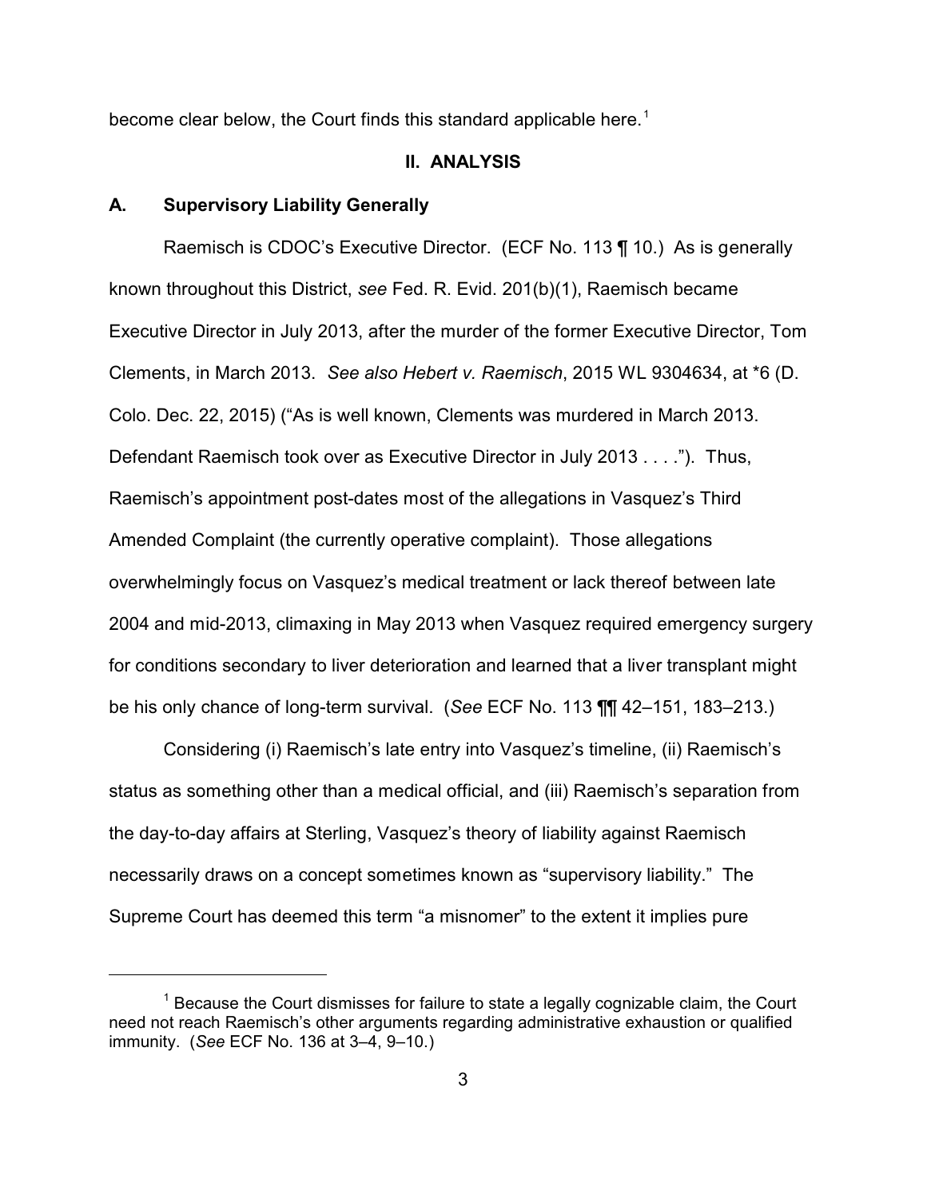become clear below, the Court finds this standard applicable here.[1]

## II. ANALYSIS

### A. Supervisory Liability Generally

Raemisch is CDOC's Executive Director. (ECF No. 113 ¶ 10.) As is generally known throughout this District, *see* Fed. R. Evid. 201(b)(1), Raemisch became Executive Director in July 2013, after the murder of the former Executive Director, Tom Clements, in March 2013. *See also Hebert v. Raemisch*, 2015 WL 9304634, at *6 (D. Colo. Dec. 22, 2015) ("As is well known, Clements was murdered in March 2013. Defendant Raemisch took over as Executive Director in July 2013 . . . ."). Thus, Raemisch's appointment post-dates most of the allegations in Vasquez's Third Amended Complaint (the currently operative complaint). Those allegations overwhelmingly focus on Vasquez's medical treatment or lack thereof between late 2004 and mid-2013, climaxing in May 2013 when Vasquez required emergency surgery for conditions secondary to liver deterioration and learned that a liver transplant might be his only chance of long-term survival. (*See* ECF No. 113 ¶¶ 42–151, 183–213.)

Considering (i) Raemisch's late entry into Vasquez's timeline, (ii) Raemisch's status as something other than a medical official, and (iii) Raemisch's separation from the day-to-day affairs at Sterling, Vasquez's theory of liability against Raemisch necessarily draws on a concept sometimes known as "supervisory liability." The Supreme Court has deemed this term "a misnomer" to the extent it implies pure

---

[1] Because the Court dismisses for failure to state a legally cognizable claim, the Court need not reach Raemisch's other arguments regarding administrative exhaustion or qualified immunity. (*See* ECF No. 136 at 3–4, 9–10.)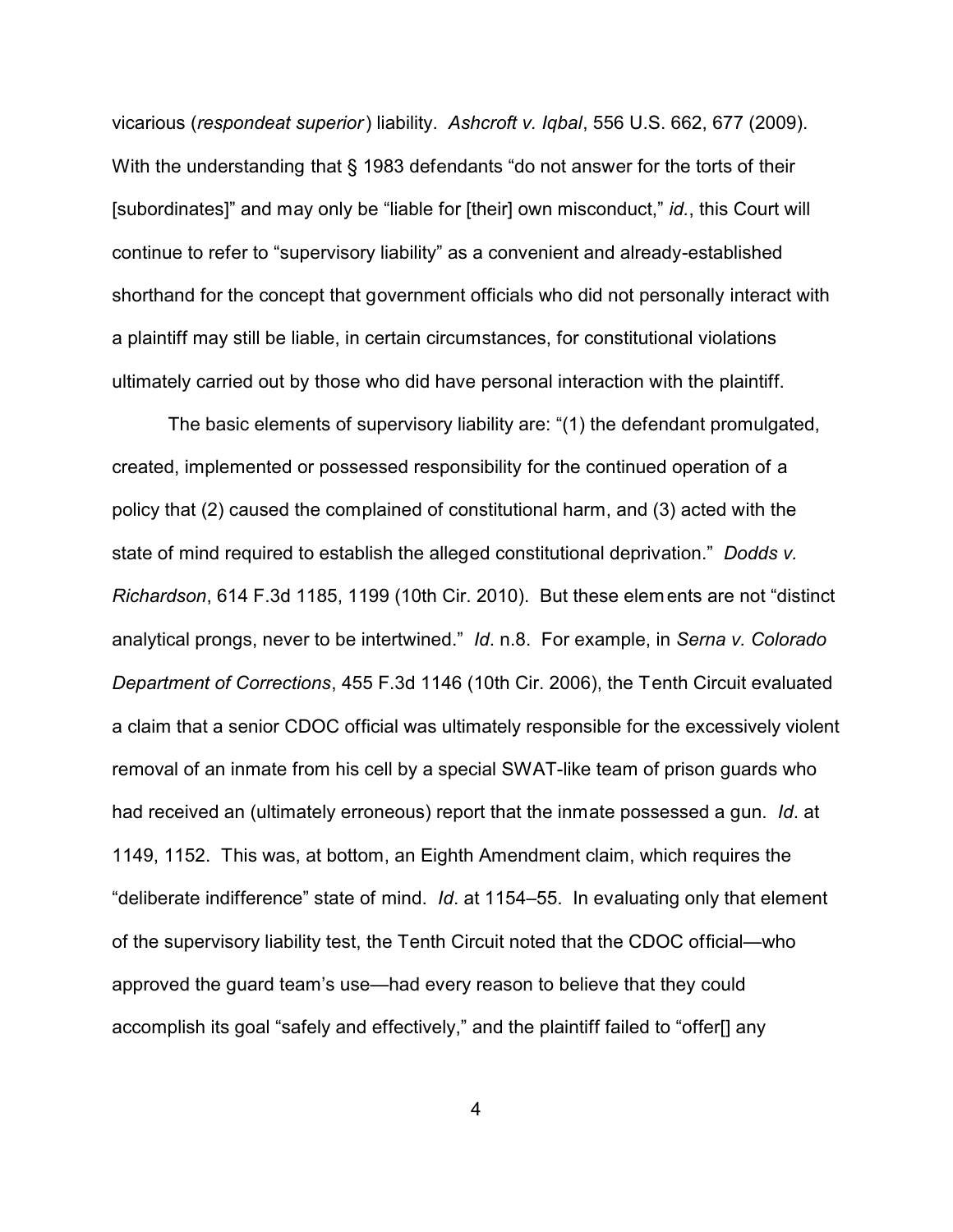vicarious (*respondeat superior*) liability. *Ashcroft v. Iqbal*, 556 U.S. 662, 677 (2009). With the understanding that § 1983 defendants "do not answer for the torts of their [subordinates]" and may only be "liable for [their] own misconduct," *id.*, this Court will continue to refer to "supervisory liability" as a convenient and already-established shorthand for the concept that government officials who did not personally interact with a plaintiff may still be liable, in certain circumstances, for constitutional violations ultimately carried out by those who did have personal interaction with the plaintiff.

The basic elements of supervisory liability are: "(1) the defendant promulgated, created, implemented or possessed responsibility for the continued operation of a policy that (2) caused the complained of constitutional harm, and (3) acted with the state of mind required to establish the alleged constitutional deprivation." *Dodds v. Richardson*, 614 F.3d 1185, 1199 (10th Cir. 2010). But these elements are not "distinct analytical prongs, never to be intertwined." *Id*. n.8. For example, in *Serna v. Colorado Department of Corrections*, 455 F.3d 1146 (10th Cir. 2006), the Tenth Circuit evaluated a claim that a senior CDOC official was ultimately responsible for the excessively violent removal of an inmate from his cell by a special SWAT-like team of prison guards who had received an (ultimately erroneous) report that the inmate possessed a gun. *Id*. at 1149, 1152. This was, at bottom, an Eighth Amendment claim, which requires the "deliberate indifference" state of mind. *Id*. at 1154–55. In evaluating only that element of the supervisory liability test, the Tenth Circuit noted that the CDOC official—who approved the guard team's use—had every reason to believe that they could accomplish its goal "safely and effectively," and the plaintiff failed to "offer[] any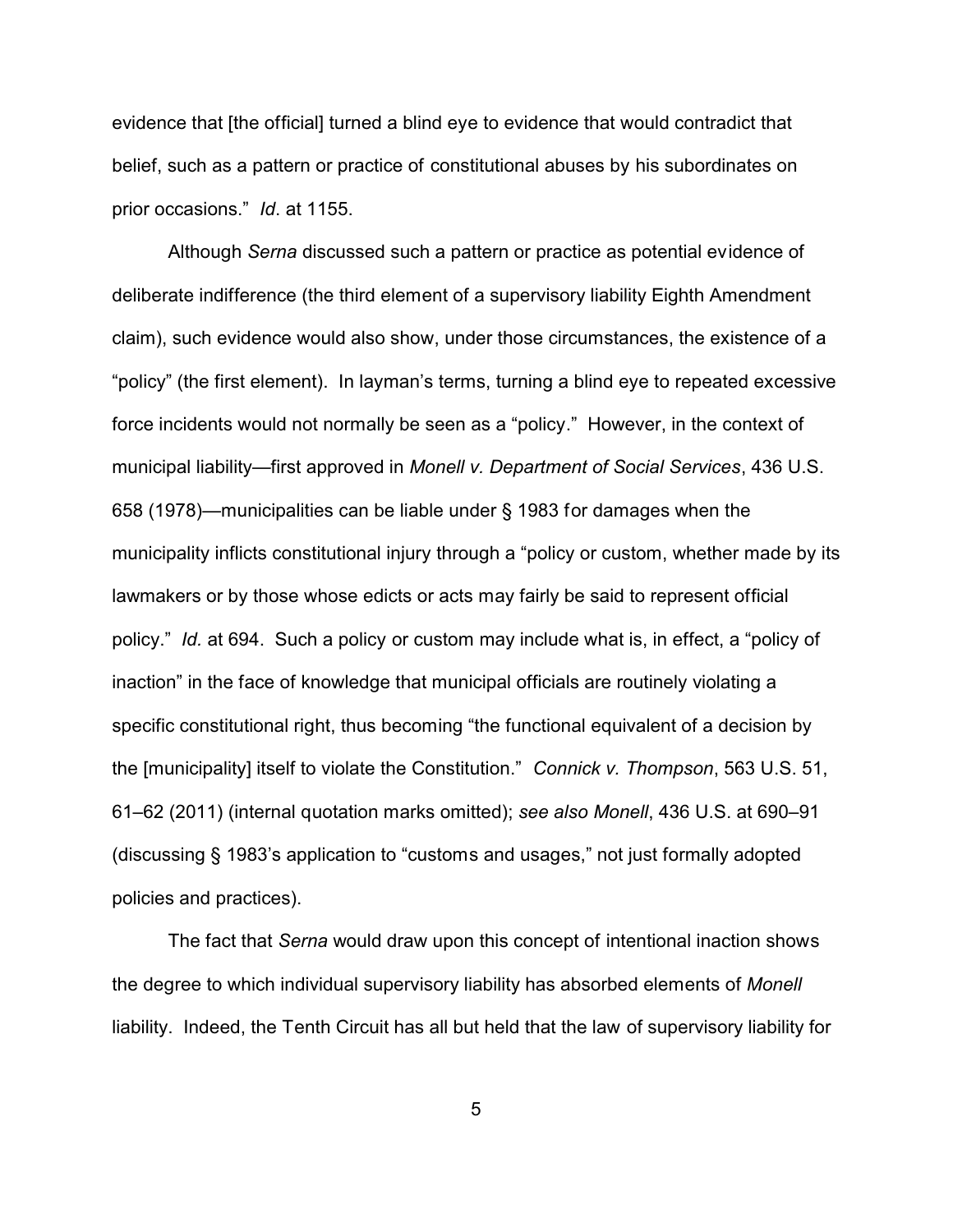evidence that [the official] turned a blind eye to evidence that would contradict that belief, such as a pattern or practice of constitutional abuses by his subordinates on prior occasions." *Id*. at 1155.

Although *Serna* discussed such a pattern or practice as potential evidence of deliberate indifference (the third element of a supervisory liability Eighth Amendment claim), such evidence would also show, under those circumstances, the existence of a "policy" (the first element). In layman's terms, turning a blind eye to repeated excessive force incidents would not normally be seen as a "policy." However, in the context of municipal liability—first approved in *Monell v. Department of Social Services*, 436 U.S. 658 (1978)—municipalities can be liable under § 1983 for damages when the municipality inflicts constitutional injury through a "policy or custom, whether made by its lawmakers or by those whose edicts or acts may fairly be said to represent official policy." *Id*. at 694. Such a policy or custom may include what is, in effect, a "policy of inaction" in the face of knowledge that municipal officials are routinely violating a specific constitutional right, thus becoming "the functional equivalent of a decision by the [municipality] itself to violate the Constitution." *Connick v. Thompson*, 563 U.S. 51, 61–62 (2011) (internal quotation marks omitted); *see also Monell*, 436 U.S. at 690–91 (discussing § 1983's application to "customs and usages," not just formally adopted policies and practices).

The fact that *Serna* would draw upon this concept of intentional inaction shows the degree to which individual supervisory liability has absorbed elements of *Monell* liability. Indeed, the Tenth Circuit has all but held that the law of supervisory liability for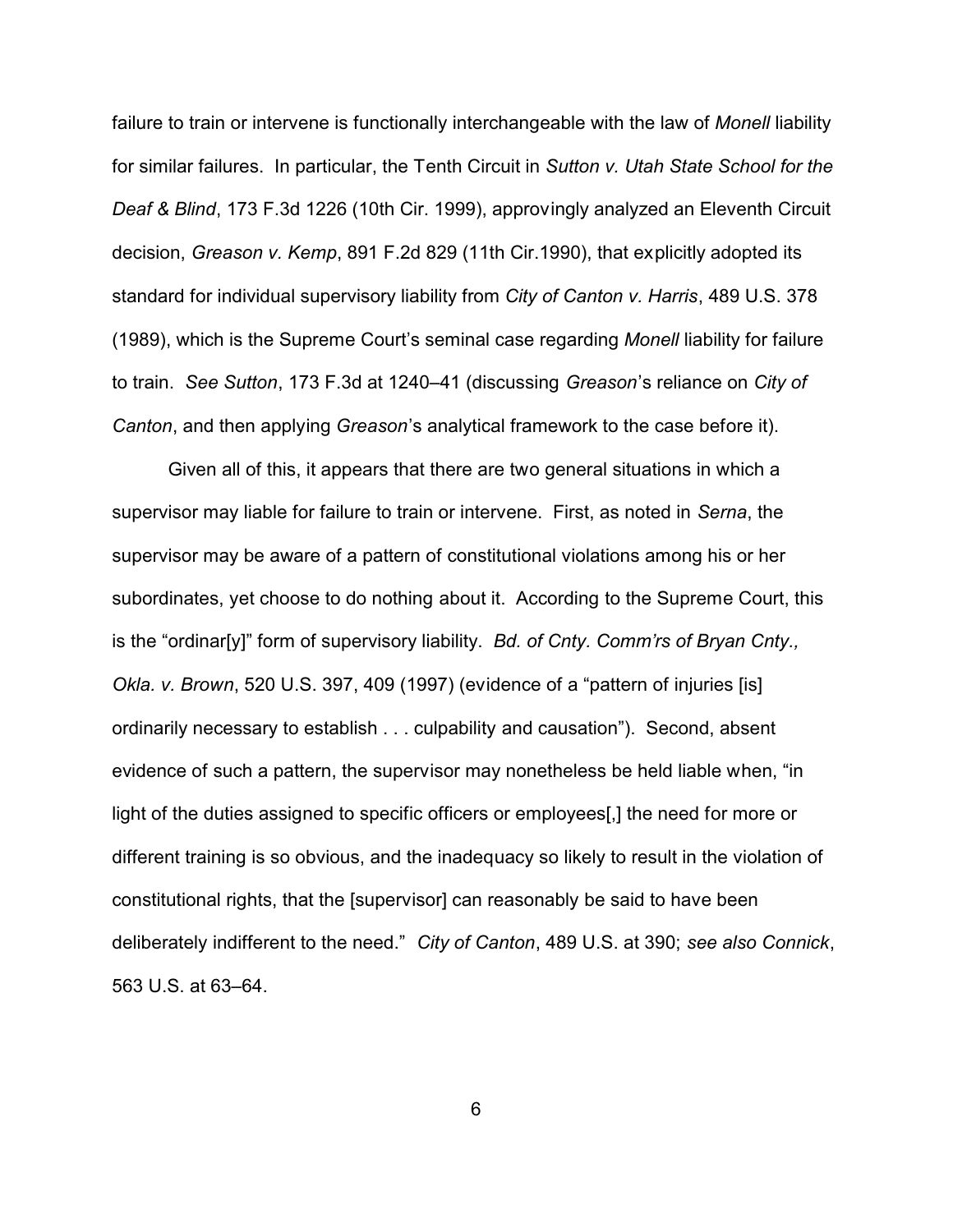failure to train or intervene is functionally interchangeable with the law of *Monell* liability for similar failures. In particular, the Tenth Circuit in *Sutton v. Utah State School for the Deaf & Blind*, 173 F.3d 1226 (10th Cir. 1999), approvingly analyzed an Eleventh Circuit decision, *Greason v. Kemp*, 891 F.2d 829 (11th Cir.1990), that explicitly adopted its standard for individual supervisory liability from *City of Canton v. Harris*, 489 U.S. 378 (1989), which is the Supreme Court's seminal case regarding *Monell* liability for failure to train. *See Sutton*, 173 F.3d at 1240–41 (discussing *Greason*'s reliance on *City of Canton*, and then applying *Greason*'s analytical framework to the case before it).

Given all of this, it appears that there are two general situations in which a supervisor may liable for failure to train or intervene. First, as noted in *Serna*, the supervisor may be aware of a pattern of constitutional violations among his or her subordinates, yet choose to do nothing about it. According to the Supreme Court, this is the "ordinar[y]" form of supervisory liability. *Bd. of Cnty. Comm'rs of Bryan Cnty., Okla. v. Brown*, 520 U.S. 397, 409 (1997) (evidence of a "pattern of injuries [is] ordinarily necessary to establish . . . culpability and causation"). Second, absent evidence of such a pattern, the supervisor may nonetheless be held liable when, "in light of the duties assigned to specific officers or employees[,] the need for more or different training is so obvious, and the inadequacy so likely to result in the violation of constitutional rights, that the [supervisor] can reasonably be said to have been deliberately indifferent to the need." *City of Canton*, 489 U.S. at 390; *see also Connick*, 563 U.S. at 63–64.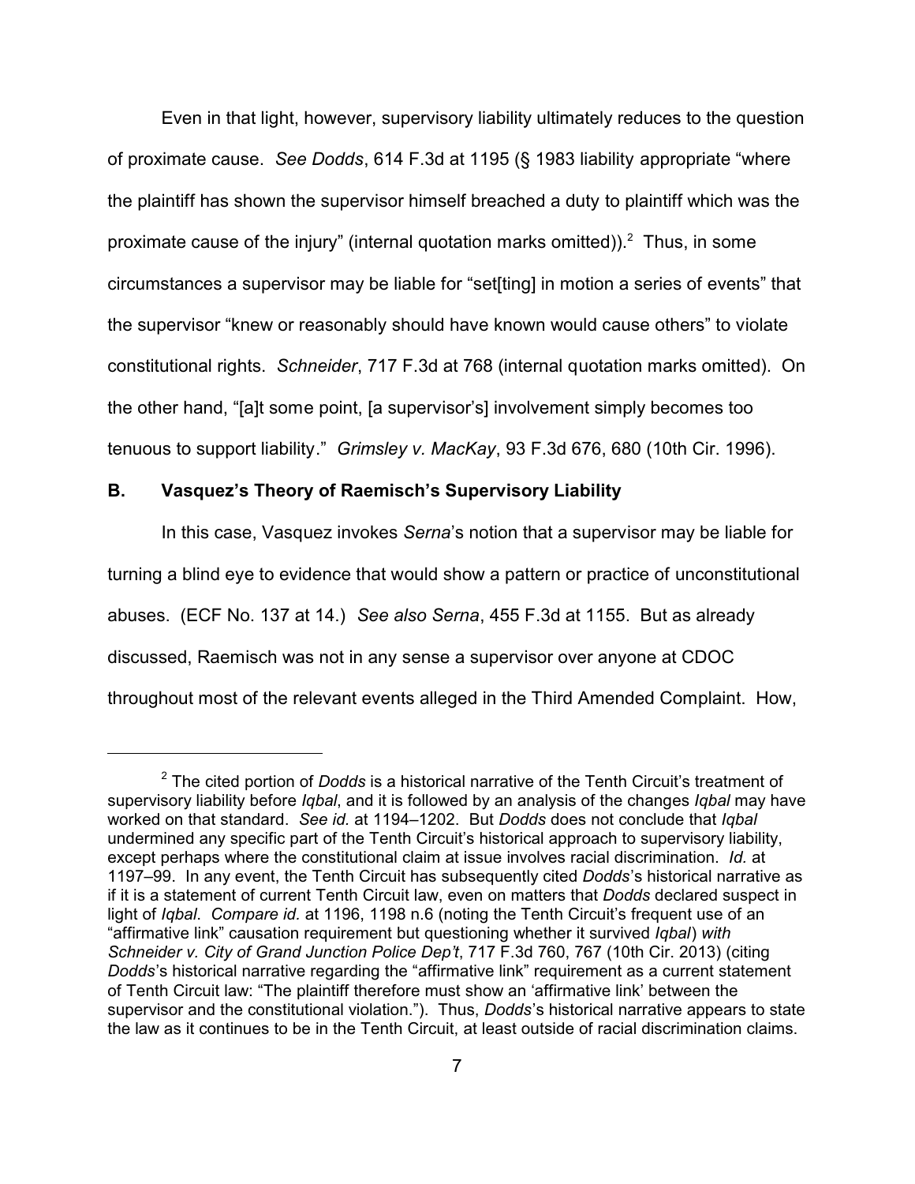Even in that light, however, supervisory liability ultimately reduces to the question of proximate cause. *See Dodds*, 614 F.3d at 1195 (§ 1983 liability appropriate "where the plaintiff has shown the supervisor himself breached a duty to plaintiff which was the proximate cause of the injury" (internal quotation marks omitted)).[2] Thus, in some circumstances a supervisor may be liable for "set[ting] in motion a series of events" that the supervisor "knew or reasonably should have known would cause others" to violate constitutional rights. *Schneider*, 717 F.3d at 768 (internal quotation marks omitted). On the other hand, "[a]t some point, [a supervisor's] involvement simply becomes too tenuous to support liability." *Grimsley v. MacKay*, 93 F.3d 676, 680 (10th Cir. 1996).

## B. Vasquez's Theory of Raemisch's Supervisory Liability

In this case, Vasquez invokes *Serna*'s notion that a supervisor may be liable for turning a blind eye to evidence that would show a pattern or practice of unconstitutional abuses. (ECF No. 137 at 14.) *See also Serna*, 455 F.3d at 1155. But as already discussed, Raemisch was not in any sense a supervisor over anyone at CDOC throughout most of the relevant events alleged in the Third Amended Complaint. How,

---

[2] The cited portion of *Dodds* is a historical narrative of the Tenth Circuit's treatment of supervisory liability before *Iqbal*, and it is followed by an analysis of the changes *Iqbal* may have worked on that standard. *See id.* at 1194–1202. But *Dodds* does not conclude that *Iqbal* undermined any specific part of the Tenth Circuit's historical approach to supervisory liability, except perhaps where the constitutional claim at issue involves racial discrimination. *Id.* at 1197–99. In any event, the Tenth Circuit has subsequently cited *Dodds*'s historical narrative as if it is a statement of current Tenth Circuit law, even on matters that *Dodds* declared suspect in light of *Iqbal*. *Compare id.* at 1196, 1198 n.6 (noting the Tenth Circuit's frequent use of an "affirmative link" causation requirement but questioning whether it survived *Iqbal*) *with Schneider v. City of Grand Junction Police Dep't*, 717 F.3d 760, 767 (10th Cir. 2013) (citing *Dodds*'s historical narrative regarding the "affirmative link" requirement as a current statement of Tenth Circuit law: "The plaintiff therefore must show an 'affirmative link' between the supervisor and the constitutional violation."). Thus, *Dodds*'s historical narrative appears to state the law as it continues to be in the Tenth Circuit, at least outside of racial discrimination claims.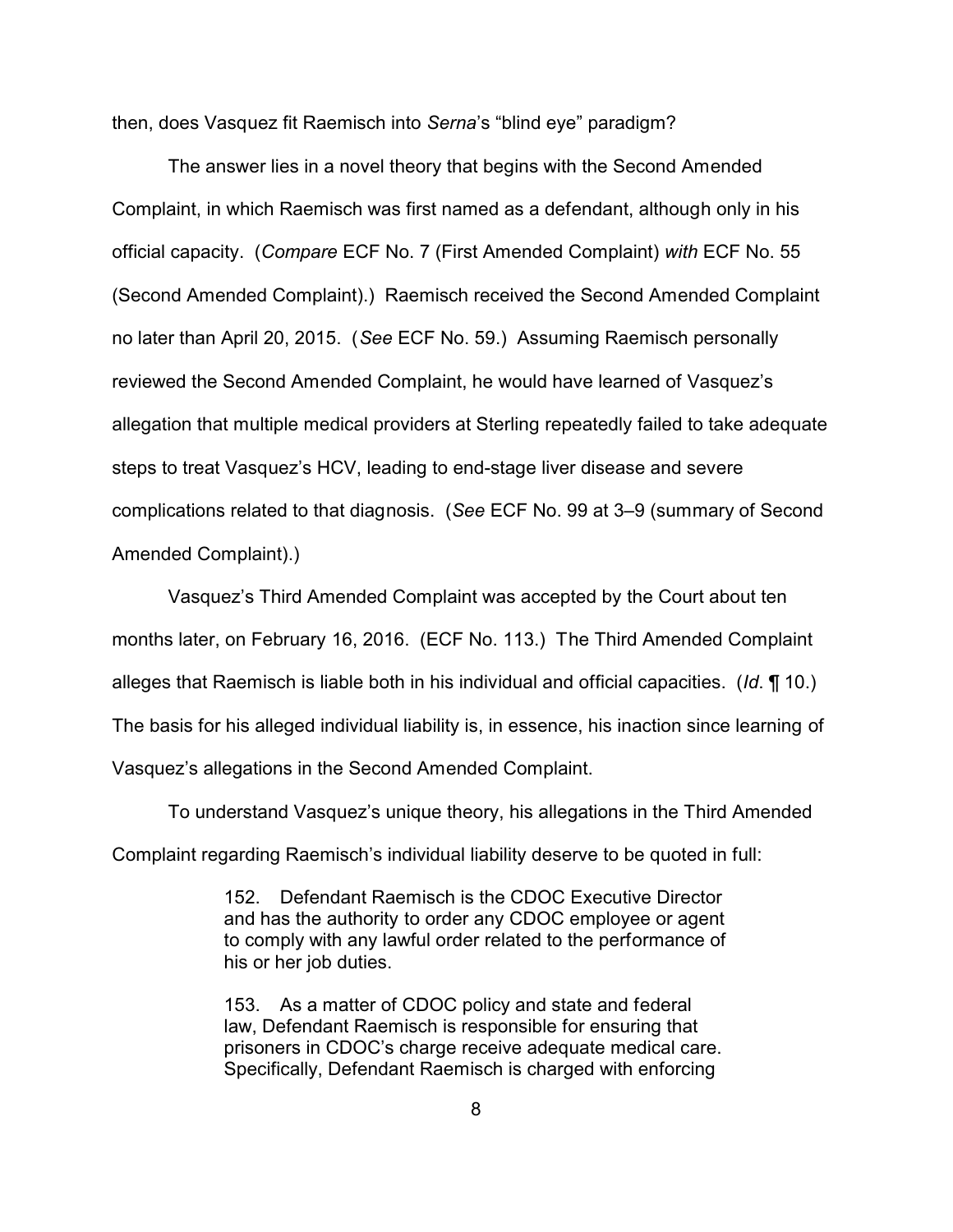then, does Vasquez fit Raemisch into *Serna*'s "blind eye" paradigm?

The answer lies in a novel theory that begins with the Second Amended Complaint, in which Raemisch was first named as a defendant, although only in his official capacity. (*Compare* ECF No. 7 (First Amended Complaint) *with* ECF No. 55 (Second Amended Complaint).) Raemisch received the Second Amended Complaint no later than April 20, 2015. (*See* ECF No. 59.) Assuming Raemisch personally reviewed the Second Amended Complaint, he would have learned of Vasquez's allegation that multiple medical providers at Sterling repeatedly failed to take adequate steps to treat Vasquez's HCV, leading to end-stage liver disease and severe complications related to that diagnosis. (*See* ECF No. 99 at 3–9 (summary of Second Amended Complaint).)

Vasquez's Third Amended Complaint was accepted by the Court about ten months later, on February 16, 2016. (ECF No. 113.) The Third Amended Complaint alleges that Raemisch is liable both in his individual and official capacities. (*Id.* ¶ 10.) The basis for his alleged individual liability is, in essence, his inaction since learning of Vasquez's allegations in the Second Amended Complaint.

To understand Vasquez's unique theory, his allegations in the Third Amended Complaint regarding Raemisch's individual liability deserve to be quoted in full:

> 152. Defendant Raemisch is the CDOC Executive Director and has the authority to order any CDOC employee or agent to comply with any lawful order related to the performance of his or her job duties.
>
> 153. As a matter of CDOC policy and state and federal law, Defendant Raemisch is responsible for ensuring that prisoners in CDOC's charge receive adequate medical care. Specifically, Defendant Raemisch is charged with enforcing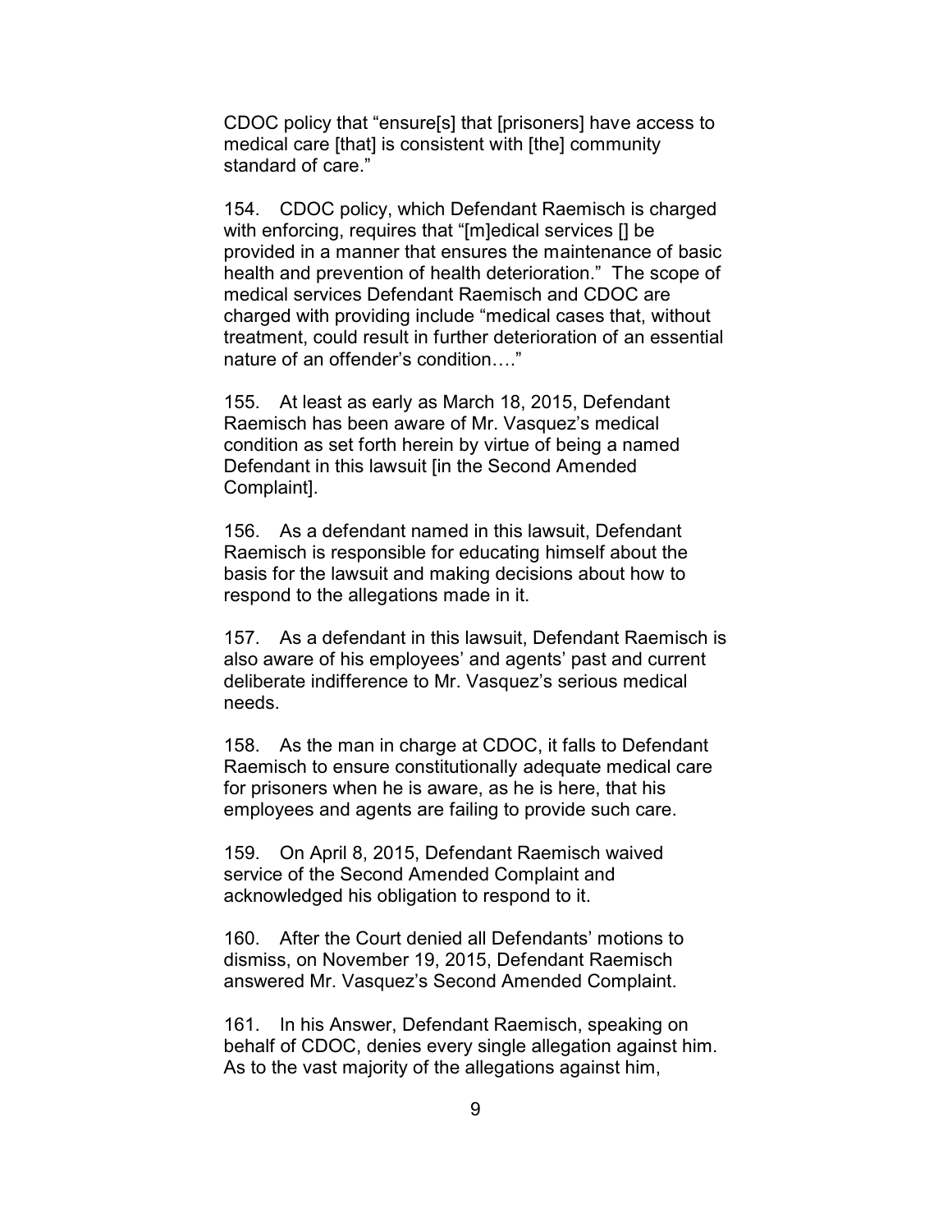CDOC policy that “ensure[s] that [prisoners] have access to medical care [that] is consistent with [the] community standard of care.”

154. CDOC policy, which Defendant Raemisch is charged with enforcing, requires that “[m]edical services [] be provided in a manner that ensures the maintenance of basic health and prevention of health deterioration.” The scope of medical services Defendant Raemisch and CDOC are charged with providing include “medical cases that, without treatment, could result in further deterioration of an essential nature of an offender’s condition….”

155. At least as early as March 18, 2015, Defendant Raemisch has been aware of Mr. Vasquez’s medical condition as set forth herein by virtue of being a named Defendant in this lawsuit [in the Second Amended Complaint].

156. As a defendant named in this lawsuit, Defendant Raemisch is responsible for educating himself about the basis for the lawsuit and making decisions about how to respond to the allegations made in it.

157. As a defendant in this lawsuit, Defendant Raemisch is also aware of his employees’ and agents’ past and current deliberate indifference to Mr. Vasquez’s serious medical needs.

158. As the man in charge at CDOC, it falls to Defendant Raemisch to ensure constitutionally adequate medical care for prisoners when he is aware, as he is here, that his employees and agents are failing to provide such care.

159. On April 8, 2015, Defendant Raemisch waived service of the Second Amended Complaint and acknowledged his obligation to respond to it.

160. After the Court denied all Defendants’ motions to dismiss, on November 19, 2015, Defendant Raemisch answered Mr. Vasquez’s Second Amended Complaint.

161. In his Answer, Defendant Raemisch, speaking on behalf of CDOC, denies every single allegation against him. As to the vast majority of the allegations against him,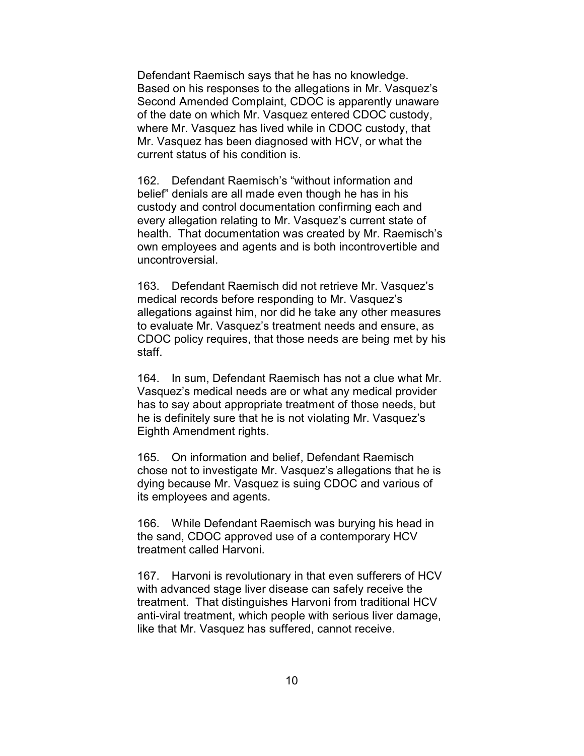Defendant Raemisch says that he has no knowledge. Based on his responses to the allegations in Mr. Vasquez's Second Amended Complaint, CDOC is apparently unaware of the date on which Mr. Vasquez entered CDOC custody, where Mr. Vasquez has lived while in CDOC custody, that Mr. Vasquez has been diagnosed with HCV, or what the current status of his condition is.

162. Defendant Raemisch's "without information and belief" denials are all made even though he has in his custody and control documentation confirming each and every allegation relating to Mr. Vasquez's current state of health. That documentation was created by Mr. Raemisch's own employees and agents and is both incontrovertible and uncontroversial.

163. Defendant Raemisch did not retrieve Mr. Vasquez's medical records before responding to Mr. Vasquez's allegations against him, nor did he take any other measures to evaluate Mr. Vasquez's treatment needs and ensure, as CDOC policy requires, that those needs are being met by his staff.

164. In sum, Defendant Raemisch has not a clue what Mr. Vasquez's medical needs are or what any medical provider has to say about appropriate treatment of those needs, but he is definitely sure that he is not violating Mr. Vasquez's Eighth Amendment rights.

165. On information and belief, Defendant Raemisch chose not to investigate Mr. Vasquez's allegations that he is dying because Mr. Vasquez is suing CDOC and various of its employees and agents.

166. While Defendant Raemisch was burying his head in the sand, CDOC approved use of a contemporary HCV treatment called Harvoni.

167. Harvoni is revolutionary in that even sufferers of HCV with advanced stage liver disease can safely receive the treatment. That distinguishes Harvoni from traditional HCV anti-viral treatment, which people with serious liver damage, like that Mr. Vasquez has suffered, cannot receive.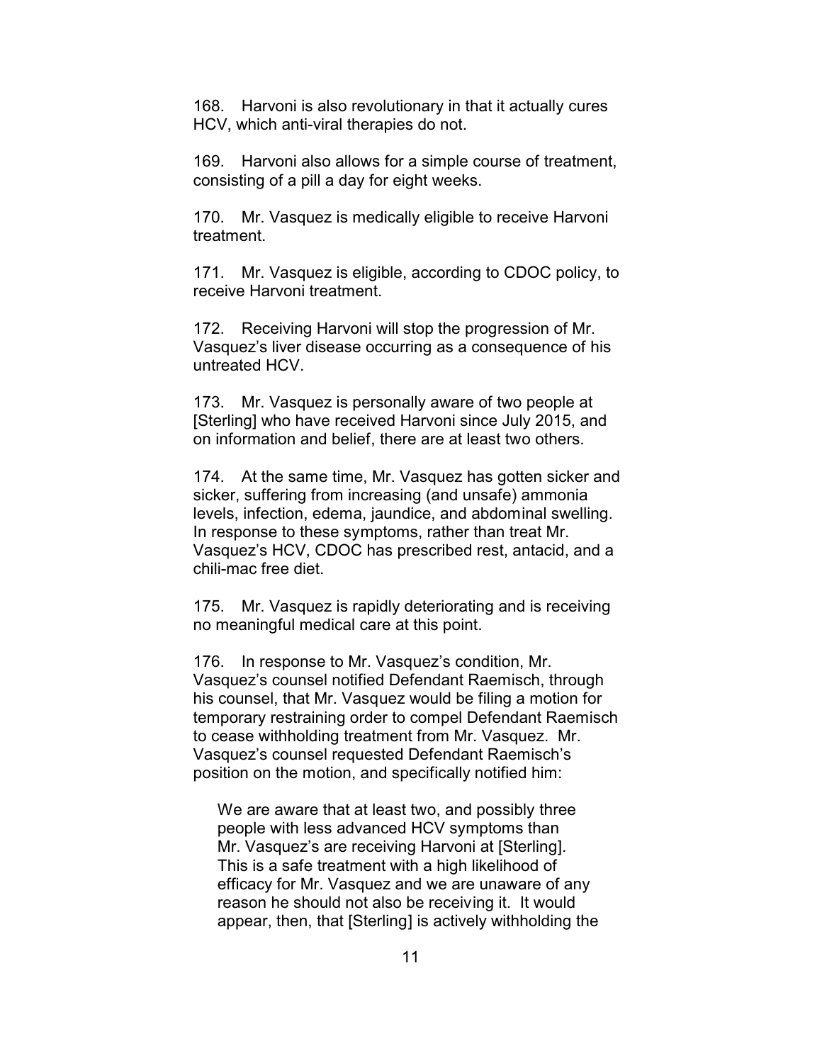168. Harvoni is also revolutionary in that it actually cures HCV, which anti-viral therapies do not.

169. Harvoni also allows for a simple course of treatment, consisting of a pill a day for eight weeks.

170. Mr. Vasquez is medically eligible to receive Harvoni treatment.

171. Mr. Vasquez is eligible, according to CDOC policy, to receive Harvoni treatment.

172. Receiving Harvoni will stop the progression of Mr. Vasquez's liver disease occurring as a consequence of his untreated HCV.

173. Mr. Vasquez is personally aware of two people at [Sterling] who have received Harvoni since July 2015, and on information and belief, there are at least two others.

174. At the same time, Mr. Vasquez has gotten sicker and sicker, suffering from increasing (and unsafe) ammonia levels, infection, edema, jaundice, and abdominal swelling. In response to these symptoms, rather than treat Mr. Vasquez's HCV, CDOC has prescribed rest, antacid, and a chili-mac free diet.

175. Mr. Vasquez is rapidly deteriorating and is receiving no meaningful medical care at this point.

176. In response to Mr. Vasquez's condition, Mr. Vasquez's counsel notified Defendant Raemisch, through his counsel, that Mr. Vasquez would be filing a motion for temporary restraining order to compel Defendant Raemisch to cease withholding treatment from Mr. Vasquez. Mr. Vasquez's counsel requested Defendant Raemisch's position on the motion, and specifically notified him:

> We are aware that at least two, and possibly three people with less advanced HCV symptoms than Mr. Vasquez's are receiving Harvoni at [Sterling]. This is a safe treatment with a high likelihood of efficacy for Mr. Vasquez and we are unaware of any reason he should not also be receiving it. It would appear, then, that [Sterling] is actively withholding the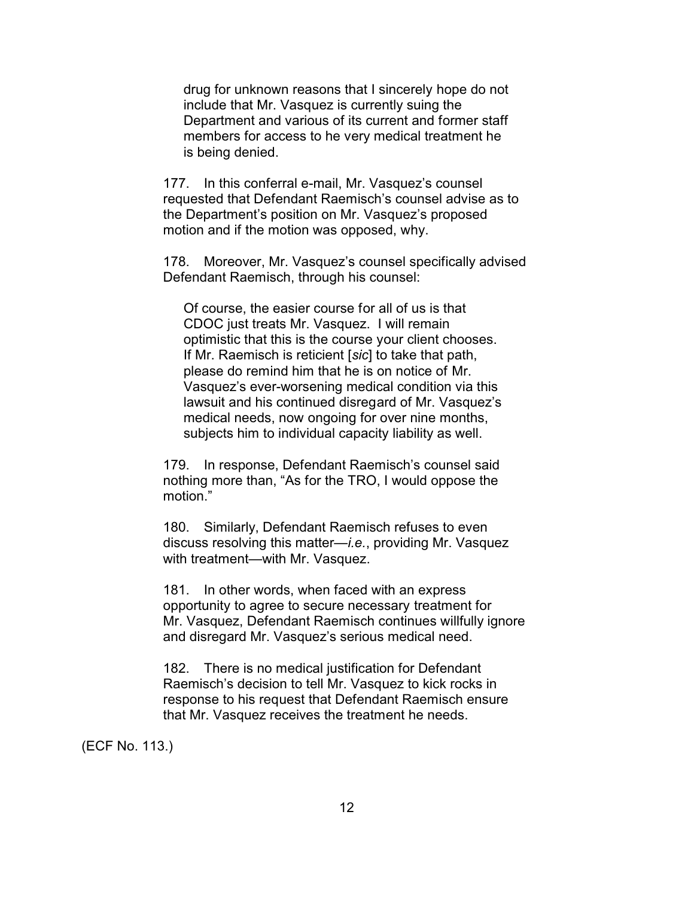> drug for unknown reasons that I sincerely hope do not include that Mr. Vasquez is currently suing the Department and various of its current and former staff members for access to he very medical treatment he is being denied.
>
> 177. In this conferral e-mail, Mr. Vasquez's counsel requested that Defendant Raemisch's counsel advise as to the Department's position on Mr. Vasquez's proposed motion and if the motion was opposed, why.
>
> 178. Moreover, Mr. Vasquez's counsel specifically advised Defendant Raemisch, through his counsel:
>
> > Of course, the easier course for all of us is that CDOC just treats Mr. Vasquez. I will remain optimistic that this is the course your client chooses. If Mr. Raemisch is reticient [*sic*] to take that path, please do remind him that he is on notice of Mr. Vasquez's ever-worsening medical condition via this lawsuit and his continued disregard of Mr. Vasquez's medical needs, now ongoing for over nine months, subjects him to individual capacity liability as well.
>
> 179. In response, Defendant Raemisch's counsel said nothing more than, "As for the TRO, I would oppose the motion."
>
> 180. Similarly, Defendant Raemisch refuses to even discuss resolving this matter—*i.e.*, providing Mr. Vasquez with treatment—with Mr. Vasquez.
>
> 181. In other words, when faced with an express opportunity to agree to secure necessary treatment for Mr. Vasquez, Defendant Raemisch continues willfully ignore and disregard Mr. Vasquez's serious medical need.
>
> 182. There is no medical justification for Defendant Raemisch's decision to tell Mr. Vasquez to kick rocks in response to his request that Defendant Raemisch ensure that Mr. Vasquez receives the treatment he needs.

(ECF No. 113.)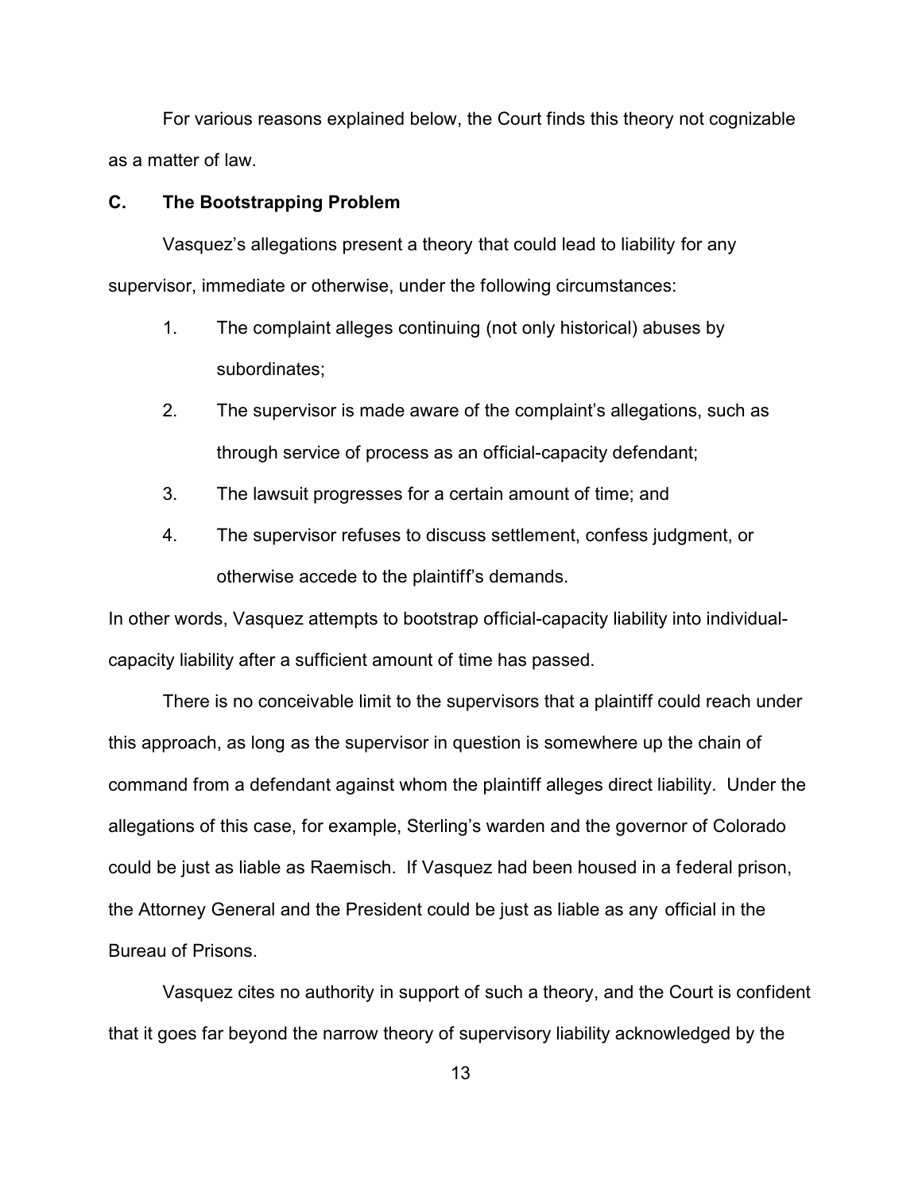For various reasons explained below, the Court finds this theory not cognizable as a matter of law.

### C. The Bootstrapping Problem

Vasquez's allegations present a theory that could lead to liability for any supervisor, immediate or otherwise, under the following circumstances:

1. The complaint alleges continuing (not only historical) abuses by subordinates;
2. The supervisor is made aware of the complaint's allegations, such as through service of process as an official-capacity defendant;
3. The lawsuit progresses for a certain amount of time; and
4. The supervisor refuses to discuss settlement, confess judgment, or otherwise accede to the plaintiff's demands.

In other words, Vasquez attempts to bootstrap official-capacity liability into individual-capacity liability after a sufficient amount of time has passed.

There is no conceivable limit to the supervisors that a plaintiff could reach under this approach, as long as the supervisor in question is somewhere up the chain of command from a defendant against whom the plaintiff alleges direct liability. Under the allegations of this case, for example, Sterling's warden and the governor of Colorado could be just as liable as Raemisch. If Vasquez had been housed in a federal prison, the Attorney General and the President could be just as liable as any official in the Bureau of Prisons.

Vasquez cites no authority in support of such a theory, and the Court is confident that it goes far beyond the narrow theory of supervisory liability acknowledged by the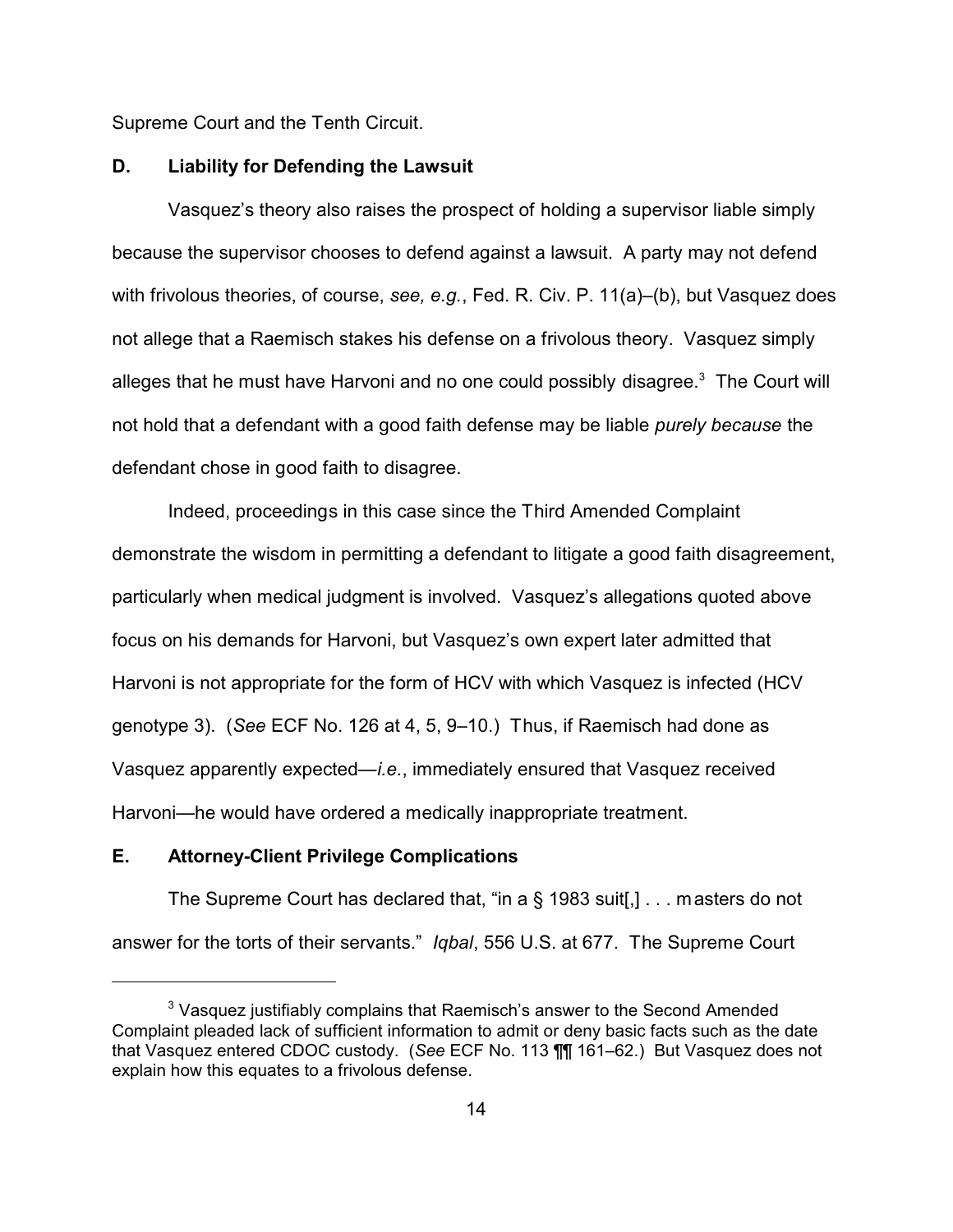Supreme Court and the Tenth Circuit.

### D. Liability for Defending the Lawsuit

Vasquez's theory also raises the prospect of holding a supervisor liable simply because the supervisor chooses to defend against a lawsuit. A party may not defend with frivolous theories, of course, *see, e.g.*, Fed. R. Civ. P. 11(a)–(b), but Vasquez does not allege that a Raemisch stakes his defense on a frivolous theory. Vasquez simply alleges that he must have Harvoni and no one could possibly disagree.[3] The Court will not hold that a defendant with a good faith defense may be liable *purely because* the defendant chose in good faith to disagree.

Indeed, proceedings in this case since the Third Amended Complaint demonstrate the wisdom in permitting a defendant to litigate a good faith disagreement, particularly when medical judgment is involved. Vasquez's allegations quoted above focus on his demands for Harvoni, but Vasquez's own expert later admitted that Harvoni is not appropriate for the form of HCV with which Vasquez is infected (HCV genotype 3). (*See* ECF No. 126 at 4, 5, 9–10.) Thus, if Raemisch had done as Vasquez apparently expected—*i.e.*, immediately ensured that Vasquez received Harvoni—he would have ordered a medically inappropriate treatment.

### E. Attorney-Client Privilege Complications

The Supreme Court has declared that, "in a § 1983 suit[,] . . . masters do not answer for the torts of their servants." *Iqbal*, 556 U.S. at 677. The Supreme Court

[3] Vasquez justifiably complains that Raemisch's answer to the Second Amended Complaint pleaded lack of sufficient information to admit or deny basic facts such as the date that Vasquez entered CDOC custody. (*See* ECF No. 113 ¶¶ 161–62.) But Vasquez does not explain how this equates to a frivolous defense.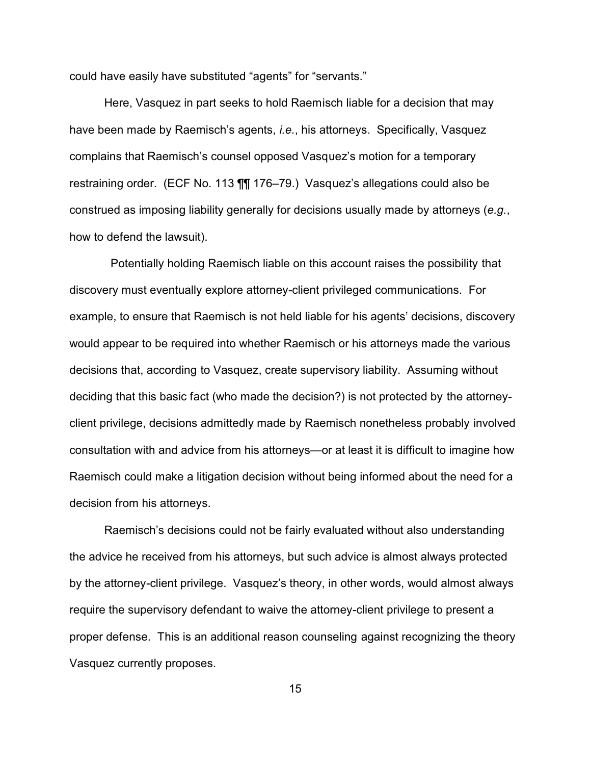could have easily have substituted "agents" for "servants."

Here, Vasquez in part seeks to hold Raemisch liable for a decision that may have been made by Raemisch's agents, *i.e.*, his attorneys. Specifically, Vasquez complains that Raemisch's counsel opposed Vasquez's motion for a temporary restraining order. (ECF No. 113 ¶¶ 176–79.) Vasquez's allegations could also be construed as imposing liability generally for decisions usually made by attorneys (*e.g.*, how to defend the lawsuit).

Potentially holding Raemisch liable on this account raises the possibility that discovery must eventually explore attorney-client privileged communications. For example, to ensure that Raemisch is not held liable for his agents' decisions, discovery would appear to be required into whether Raemisch or his attorneys made the various decisions that, according to Vasquez, create supervisory liability. Assuming without deciding that this basic fact (who made the decision?) is not protected by the attorney-client privilege, decisions admittedly made by Raemisch nonetheless probably involved consultation with and advice from his attorneys—or at least it is difficult to imagine how Raemisch could make a litigation decision without being informed about the need for a decision from his attorneys.

Raemisch's decisions could not be fairly evaluated without also understanding the advice he received from his attorneys, but such advice is almost always protected by the attorney-client privilege. Vasquez's theory, in other words, would almost always require the supervisory defendant to waive the attorney-client privilege to present a proper defense. This is an additional reason counseling against recognizing the theory Vasquez currently proposes.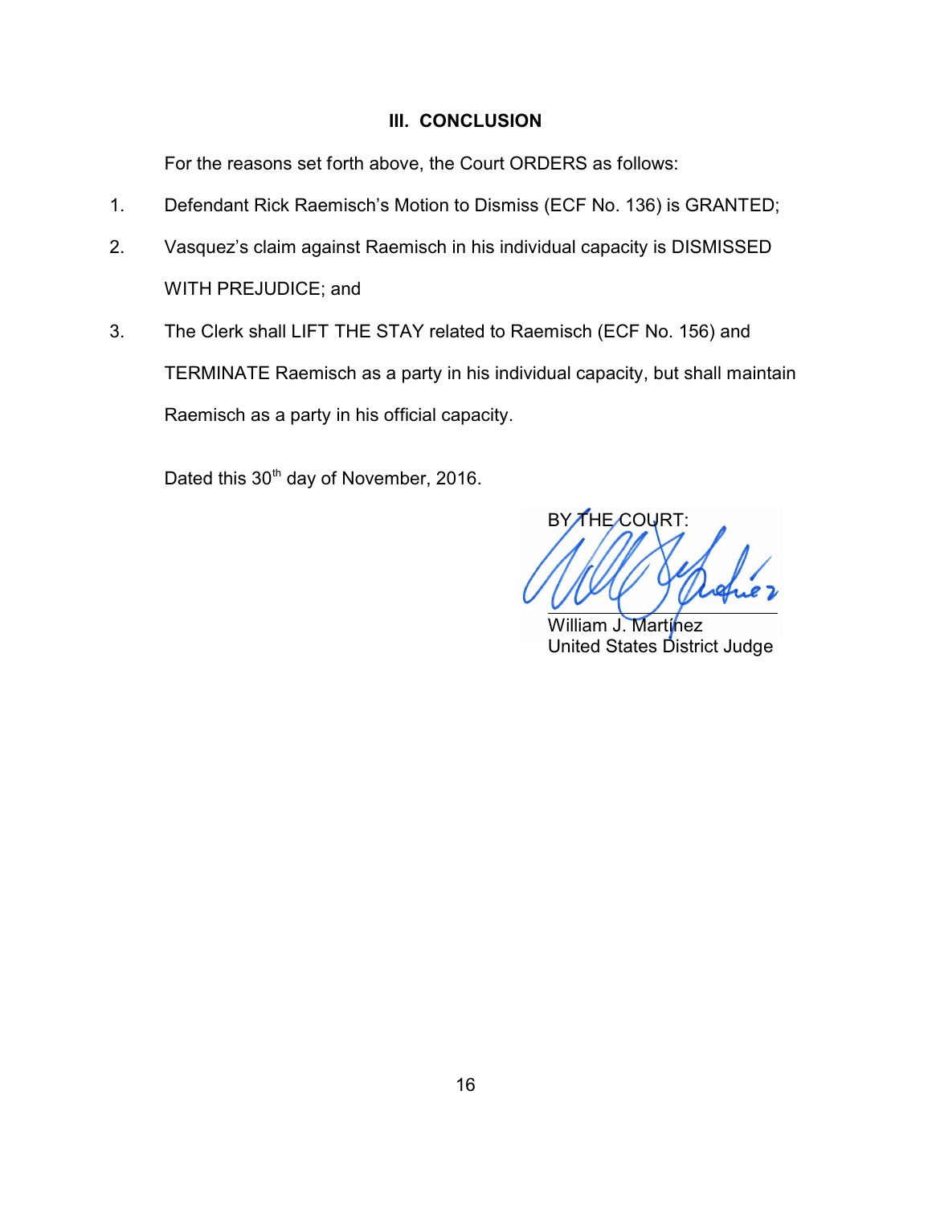## III. CONCLUSION

For the reasons set forth above, the Court ORDERS as follows:

1. Defendant Rick Raemisch's Motion to Dismiss (ECF No. 136) is GRANTED;
2. Vasquez's claim against Raemisch in his individual capacity is DISMISSED WITH PREJUDICE; and
3. The Clerk shall LIFT THE STAY related to Raemisch (ECF No. 156) and TERMINATE Raemisch as a party in his individual capacity, but shall maintain Raemisch as a party in his official capacity.

Dated this 30th day of November, 2016.

BY THE COURT:

William J. Martínez
United States District Judge